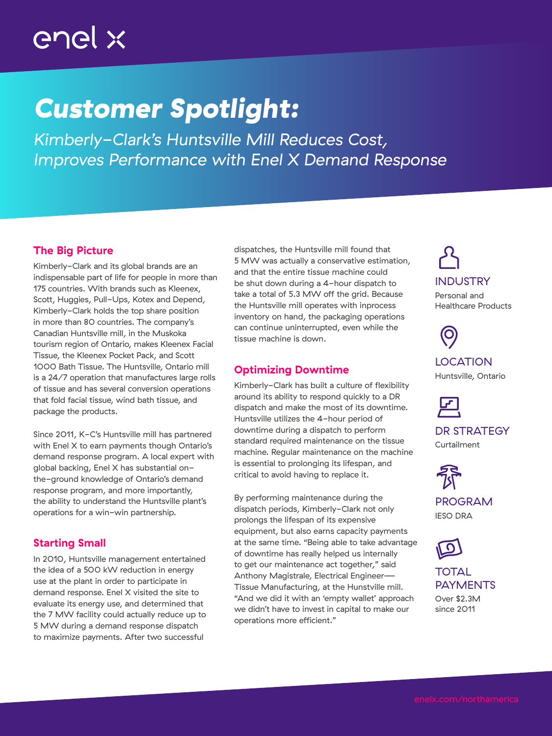enel x

# Customer Spotlight:

*Kimberly–Clark's Huntsville Mill Reduces Cost, Improves Performance with Enel X Demand Response*

## The Big Picture

Kimberly–Clark and its global brands are an indispensable part of life for people in more than 175 countries. With brands such as Kleenex, Scott, Huggies, Pull–Ups, Kotex and Depend, Kimberly–Clark holds the top share position in more than 80 countries. The company's Canadian Huntsville mill, in the Muskoka tourism region of Ontario, makes Kleenex Facial Tissue, the Kleenex Pocket Pack, and Scott 1000 Bath Tissue. The Huntsville, Ontario mill is a 24/7 operation that manufactures large rolls of tissue and has several conversion operations that fold facial tissue, wind bath tissue, and package the products.

Since 2011, K–C's Huntsville mill has partnered with Enel X to earn payments though Ontario's demand response program. A local expert with global backing, Enel X has substantial on–the–ground knowledge of Ontario's demand response program, and more importantly, the ability to understand the Huntsville plant's operations for a win–win partnership.

## Starting Small

In 2010, Huntsville management entertained the idea of a 500 kW reduction in energy use at the plant in order to participate in demand response. Enel X visited the site to evaluate its energy use, and determined that the 7 MW facility could actually reduce up to 5 MW during a demand response dispatch to maximize payments. After two successful dispatches, the Huntsville mill found that 5 MW was actually a conservative estimation, and that the entire tissue machine could be shut down during a 4–hour dispatch to take a total of 5.3 MW off the grid. Because the Huntsville mill operates with inprocess inventory on hand, the packaging operations can continue uninterrupted, even while the tissue machine is down.

## Optimizing Downtime

Kimberly–Clark has built a culture of flexibility around its ability to respond quickly to a DR dispatch and make the most of its downtime. Huntsville utilizes the 4–hour period of downtime during a dispatch to perform standard required maintenance on the tissue machine. Regular maintenance on the machine is essential to prolonging its lifespan, and critical to avoid having to replace it.

By performing maintenance during the dispatch periods, Kimberly–Clark not only prolongs the lifespan of its expensive equipment, but also earns capacity payments at the same time. "Being able to take advantage of downtime has really helped us internally to get our maintenance act together," said Anthony Magistrale, Electrical Engineer— Tissue Manufacturing, at the Hunstville mill. "And we did it with an 'empty wallet' approach we didn't have to invest in capital to make our operations more efficient."

**INDUSTRY**
Personal and Healthcare Products

**LOCATION**
Huntsville, Ontario

**DR STRATEGY**
Curtailment

**PROGRAM**
IESO DRA

**TOTAL PAYMENTS**
Over $2.3M since 2011

enelx.com/northamerica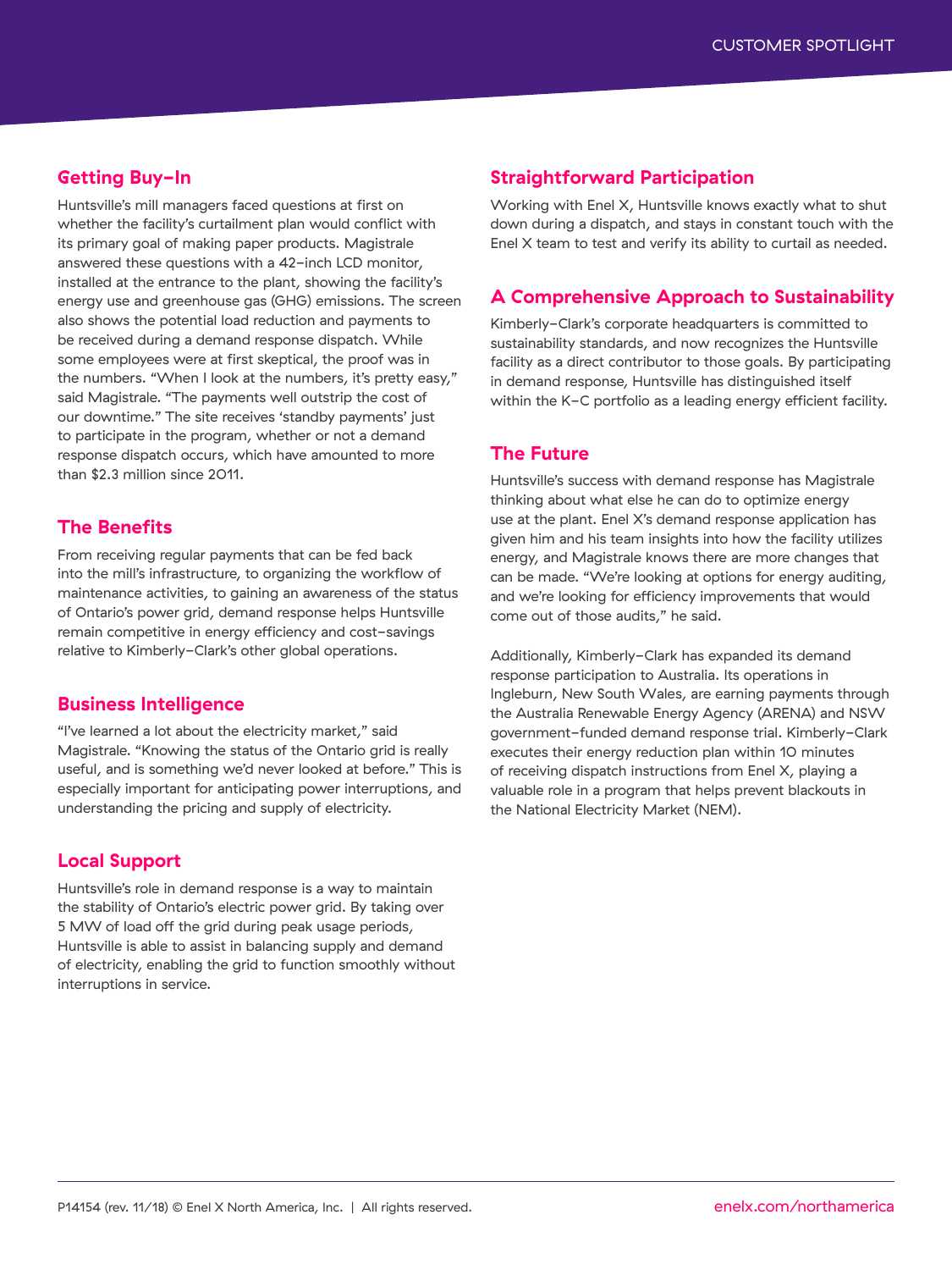## Getting Buy-In

Huntsville's mill managers faced questions at first on whether the facility's curtailment plan would conflict with its primary goal of making paper products. Magistrale answered these questions with a 42-inch LCD monitor, installed at the entrance to the plant, showing the facility's energy use and greenhouse gas (GHG) emissions. The screen also shows the potential load reduction and payments to be received during a demand response dispatch. While some employees were at first skeptical, the proof was in the numbers. "When I look at the numbers, it's pretty easy," said Magistrale. "The payments well outstrip the cost of our downtime." The site receives 'standby payments' just to participate in the program, whether or not a demand response dispatch occurs, which have amounted to more than $2.3 million since 2011.

## The Benefits

From receiving regular payments that can be fed back into the mill's infrastructure, to organizing the workflow of maintenance activities, to gaining an awareness of the status of Ontario's power grid, demand response helps Huntsville remain competitive in energy efficiency and cost-savings relative to Kimberly-Clark's other global operations.

## Business Intelligence

"I've learned a lot about the electricity market," said Magistrale. "Knowing the status of the Ontario grid is really useful, and is something we'd never looked at before." This is especially important for anticipating power interruptions, and understanding the pricing and supply of electricity.

## Local Support

Huntsville's role in demand response is a way to maintain the stability of Ontario's electric power grid. By taking over 5 MW of load off the grid during peak usage periods, Huntsville is able to assist in balancing supply and demand of electricity, enabling the grid to function smoothly without interruptions in service.

## Straightforward Participation

Working with Enel X, Huntsville knows exactly what to shut down during a dispatch, and stays in constant touch with the Enel X team to test and verify its ability to curtail as needed.

## A Comprehensive Approach to Sustainability

Kimberly-Clark's corporate headquarters is committed to sustainability standards, and now recognizes the Huntsville facility as a direct contributor to those goals. By participating in demand response, Huntsville has distinguished itself within the K-C portfolio as a leading energy efficient facility.

## The Future

Huntsville's success with demand response has Magistrale thinking about what else he can do to optimize energy use at the plant. Enel X's demand response application has given him and his team insights into how the facility utilizes energy, and Magistrale knows there are more changes that can be made. "We're looking at options for energy auditing, and we're looking for efficiency improvements that would come out of those audits," he said.

Additionally, Kimberly-Clark has expanded its demand response participation to Australia. Its operations in Ingleburn, New South Wales, are earning payments through the Australia Renewable Energy Agency (ARENA) and NSW government-funded demand response trial. Kimberly-Clark executes their energy reduction plan within 10 minutes of receiving dispatch instructions from Enel X, playing a valuable role in a program that helps prevent blackouts in the National Electricity Market (NEM).

P14154 (rev. 11/18) © Enel X North America, Inc. | All rights reserved.

enelx.com/northamerica